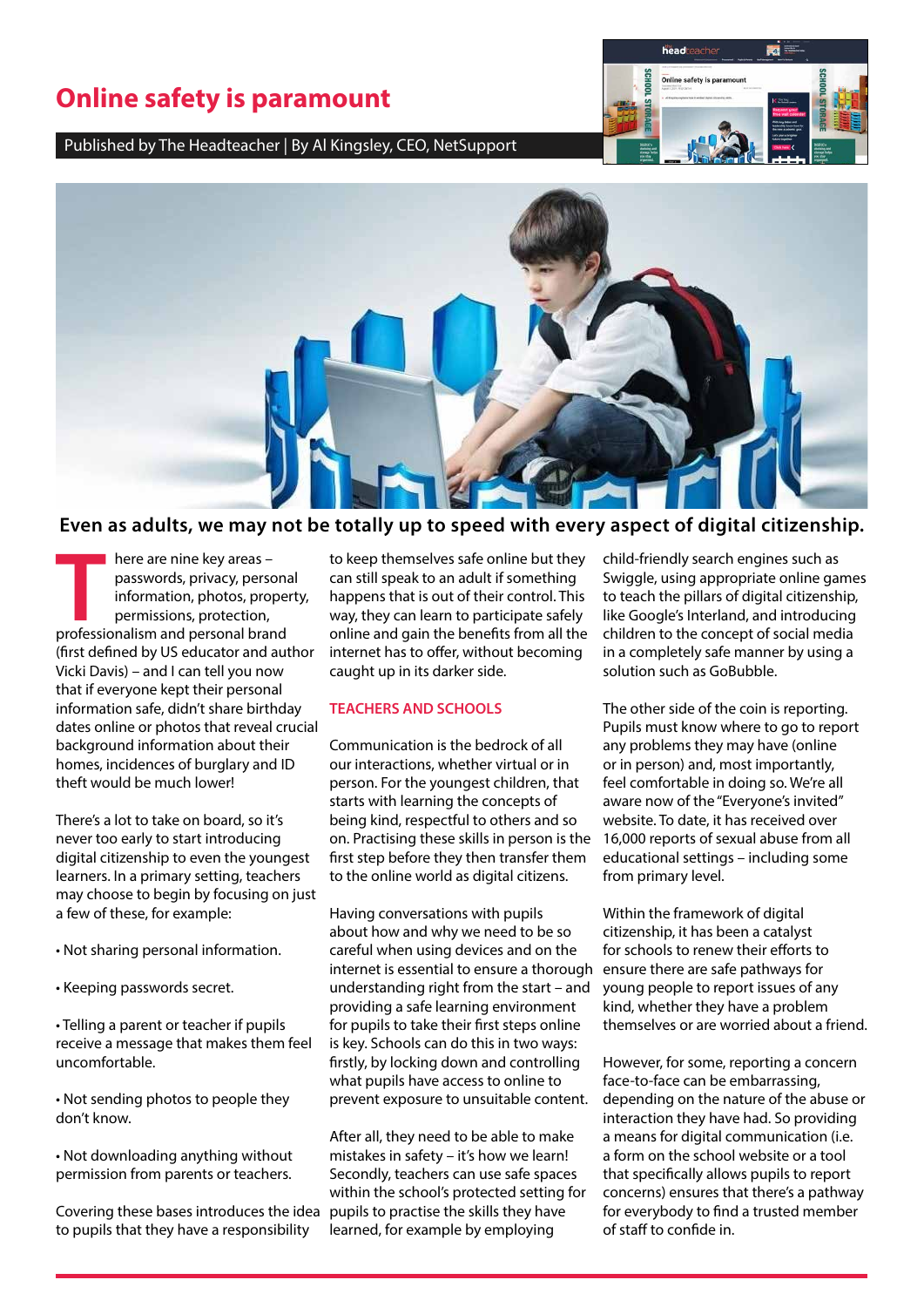# Online safety is paramount

Published by The Headteacher | By Al Kingsley, CEO, NetSupport

**Even as adults, we may not be totally up to speed with every aspect of digital citizenship.**

There are nine key areas – passwords, privacy, personal information, photos, property, permissions, protection, professionalism and personal brand (first defined by US educator and author Vicki Davis) – and I can tell you now that if everyone kept their personal information safe, didn't share birthday dates online or photos that reveal crucial background information about their homes, incidences of burglary and ID theft would be much lower!

There's a lot to take on board, so it's never too early to start introducing digital citizenship to even the youngest learners. In a primary setting, teachers may choose to begin by focusing on just a few of these, for example:

- Not sharing personal information.
- Keeping passwords secret.
- Telling a parent or teacher if pupils receive a message that makes them feel uncomfortable.
- Not sending photos to people they don't know.
- Not downloading anything without permission from parents or teachers.

Covering these bases introduces the idea to pupils that they have a responsibility to keep themselves safe online but they can still speak to an adult if something happens that is out of their control. This way, they can learn to participate safely online and gain the benefits from all the internet has to offer, without becoming caught up in its darker side.

## TEACHERS AND SCHOOLS

Communication is the bedrock of all our interactions, whether virtual or in person. For the youngest children, that starts with learning the concepts of being kind, respectful to others and so on. Practising these skills in person is the first step before they then transfer them to the online world as digital citizens.

Having conversations with pupils about how and why we need to be so careful when using devices and on the internet is essential to ensure a thorough understanding right from the start – and providing a safe learning environment for pupils to take their first steps online is key. Schools can do this in two ways: firstly, by locking down and controlling what pupils have access to online to prevent exposure to unsuitable content.

After all, they need to be able to make mistakes in safety – it's how we learn! Secondly, teachers can use safe spaces within the school's protected setting for pupils to practise the skills they have learned, for example by employing child-friendly search engines such as Swiggle, using appropriate online games to teach the pillars of digital citizenship, like Google's Interland, and introducing children to the concept of social media in a completely safe manner by using a solution such as GoBubble.

The other side of the coin is reporting. Pupils must know where to go to report any problems they may have (online or in person) and, most importantly, feel comfortable in doing so. We're all aware now of the "Everyone's invited" website. To date, it has received over 16,000 reports of sexual abuse from all educational settings – including some from primary level.

Within the framework of digital citizenship, it has been a catalyst for schools to renew their efforts to ensure there are safe pathways for young people to report issues of any kind, whether they have a problem themselves or are worried about a friend.

However, for some, reporting a concern face-to-face can be embarrassing, depending on the nature of the abuse or interaction they have had. So providing a means for digital communication (i.e. a form on the school website or a tool that specifically allows pupils to report concerns) ensures that there's a pathway for everybody to find a trusted member of staff to confide in.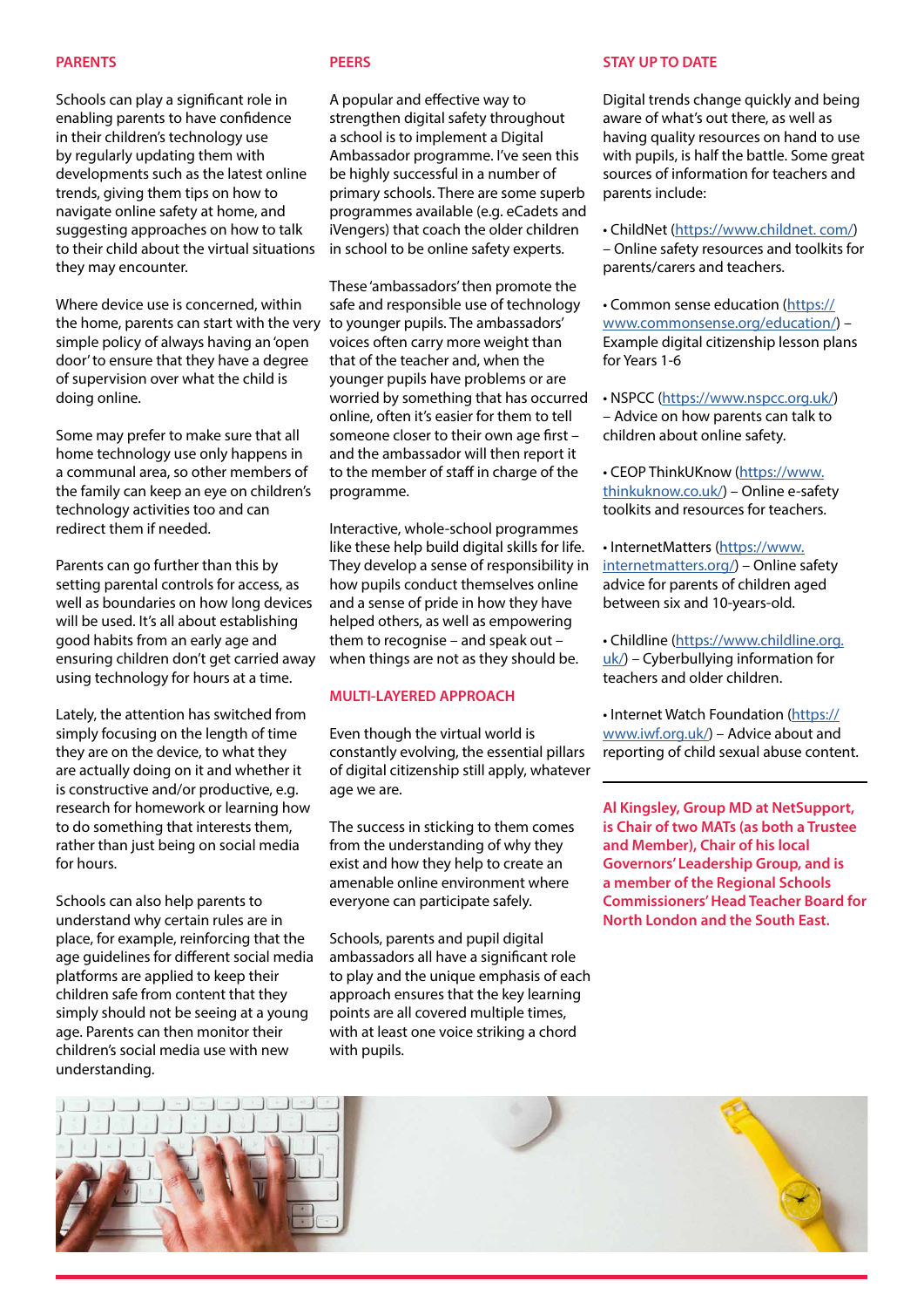## PARENTS

Schools can play a significant role in enabling parents to have confidence in their children's technology use by regularly updating them with developments such as the latest online trends, giving them tips on how to navigate online safety at home, and suggesting approaches on how to talk to their child about the virtual situations they may encounter.

Where device use is concerned, within the home, parents can start with the very simple policy of always having an 'open door' to ensure that they have a degree of supervision over what the child is doing online.

Some may prefer to make sure that all home technology use only happens in a communal area, so other members of the family can keep an eye on children's technology activities too and can redirect them if needed.

Parents can go further than this by setting parental controls for access, as well as boundaries on how long devices will be used. It's all about establishing good habits from an early age and ensuring children don't get carried away using technology for hours at a time.

Lately, the attention has switched from simply focusing on the length of time they are on the device, to what they are actually doing on it and whether it is constructive and/or productive, e.g. research for homework or learning how to do something that interests them, rather than just being on social media for hours.

Schools can also help parents to understand why certain rules are in place, for example, reinforcing that the age guidelines for different social media platforms are applied to keep their children safe from content that they simply should not be seeing at a young age. Parents can then monitor their children's social media use with new understanding.

## PEERS

A popular and effective way to strengthen digital safety throughout a school is to implement a Digital Ambassador programme. I've seen this be highly successful in a number of primary schools. There are some superb programmes available (e.g. eCadets and iVengers) that coach the older children in school to be online safety experts.

These 'ambassadors' then promote the safe and responsible use of technology to younger pupils. The ambassadors' voices often carry more weight than that of the teacher and, when the younger pupils have problems or are worried by something that has occurred online, often it's easier for them to tell someone closer to their own age first – and the ambassador will then report it to the member of staff in charge of the programme.

Interactive, whole-school programmes like these help build digital skills for life. They develop a sense of responsibility in how pupils conduct themselves online and a sense of pride in how they have helped others, as well as empowering them to recognise – and speak out – when things are not as they should be.

## MULTI-LAYERED APPROACH

Even though the virtual world is constantly evolving, the essential pillars of digital citizenship still apply, whatever age we are.

The success in sticking to them comes from the understanding of why they exist and how they help to create an amenable online environment where everyone can participate safely.

Schools, parents and pupil digital ambassadors all have a significant role to play and the unique emphasis of each approach ensures that the key learning points are all covered multiple times, with at least one voice striking a chord with pupils.

## STAY UP TO DATE

Digital trends change quickly and being aware of what's out there, as well as having quality resources on hand to use with pupils, is half the battle. Some great sources of information for teachers and parents include:

- ChildNet (https://www.childnet.com/) – Online safety resources and toolkits for parents/carers and teachers.
- Common sense education (https://www.commonsense.org/education/) – Example digital citizenship lesson plans for Years 1-6
- NSPCC (https://www.nspcc.org.uk/) – Advice on how parents can talk to children about online safety.
- CEOP ThinkUKnow (https://www.thinkuknow.co.uk/) – Online e-safety toolkits and resources for teachers.
- InternetMatters (https://www.internetmatters.org/) – Online safety advice for parents of children aged between six and 10-years-old.
- Childline (https://www.childline.org.uk/) – Cyberbullying information for teachers and older children.
- Internet Watch Foundation (https://www.iwf.org.uk/) – Advice about and reporting of child sexual abuse content.

---

**Al Kingsley, Group MD at NetSupport, is Chair of two MATs (as both a Trustee and Member), Chair of his local Governors' Leadership Group, and is a member of the Regional Schools Commissioners' Head Teacher Board for North London and the South East.**